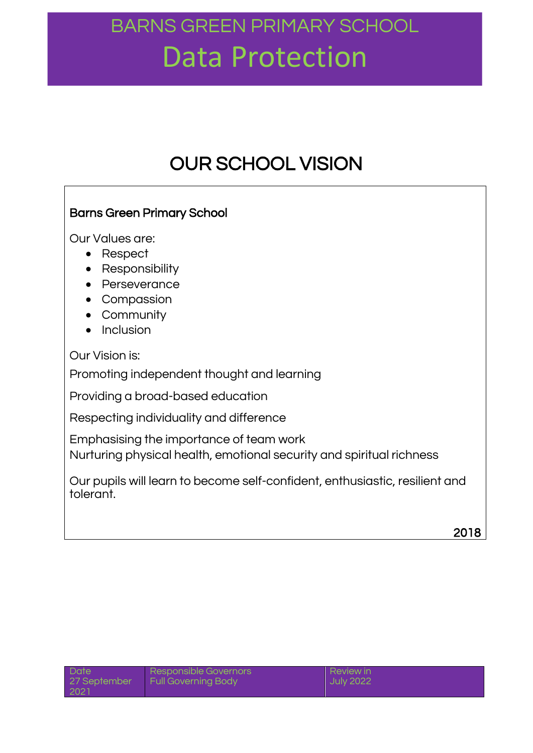# BARNS GREEN PRIMARY SCHOOL

# Data Protection

## OUR SCHOOL VISION

**Barns Green Primary School**

Our Values are:

- Respect
- Responsibility
- Perseverance
- Compassion
- Community
- Inclusion

Our Vision is:

Promoting independent thought and learning

Providing a broad-based education

Respecting individuality and difference

Emphasising the importance of team work

Nurturing physical health, emotional security and spiritual richness

Our pupils will learn to become self-confident, enthusiastic, resilient and tolerant.

2018

| Date | Responsible Governors | Review in |
|---|---|---|
| 27 September 2021 | Full Governing Body | July 2022 |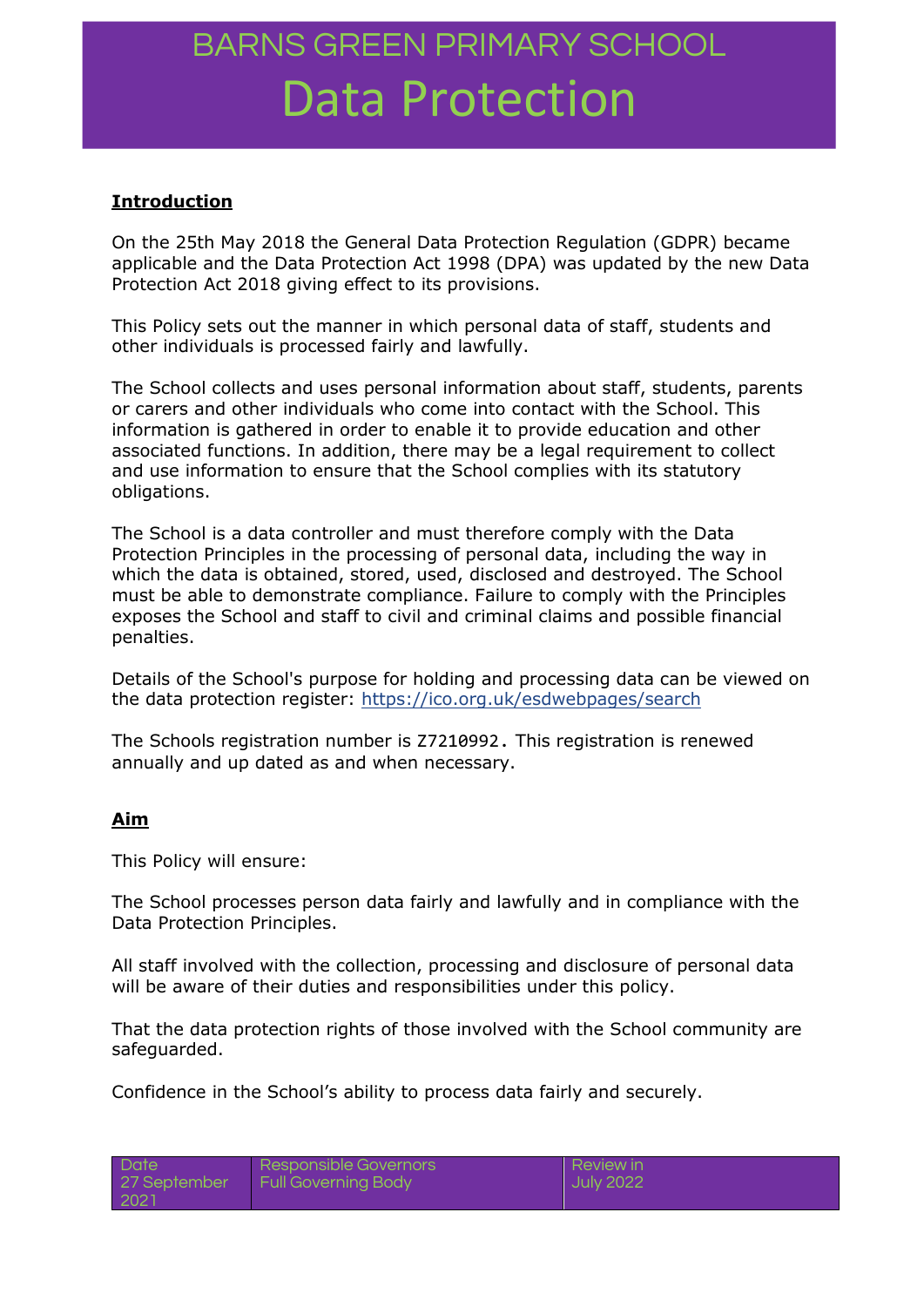# BARNS GREEN PRIMARY SCHOOL

# Data Protection

## Introduction

On the 25th May 2018 the General Data Protection Regulation (GDPR) became applicable and the Data Protection Act 1998 (DPA) was updated by the new Data Protection Act 2018 giving effect to its provisions.

This Policy sets out the manner in which personal data of staff, students and other individuals is processed fairly and lawfully.

The School collects and uses personal information about staff, students, parents or carers and other individuals who come into contact with the School. This information is gathered in order to enable it to provide education and other associated functions. In addition, there may be a legal requirement to collect and use information to ensure that the School complies with its statutory obligations.

The School is a data controller and must therefore comply with the Data Protection Principles in the processing of personal data, including the way in which the data is obtained, stored, used, disclosed and destroyed. The School must be able to demonstrate compliance. Failure to comply with the Principles exposes the School and staff to civil and criminal claims and possible financial penalties.

Details of the School's purpose for holding and processing data can be viewed on the data protection register: https://ico.org.uk/esdwebpages/search

The Schools registration number is Z7210992. This registration is renewed annually and up dated as and when necessary.

## Aim

This Policy will ensure:

The School processes person data fairly and lawfully and in compliance with the Data Protection Principles.

All staff involved with the collection, processing and disclosure of personal data will be aware of their duties and responsibilities under this policy.

That the data protection rights of those involved with the School community are safeguarded.

Confidence in the School's ability to process data fairly and securely.

| Date | Responsible Governors | Review in |
|---|---|---|
| 27 September 2021 | Full Governing Body | July 2022 |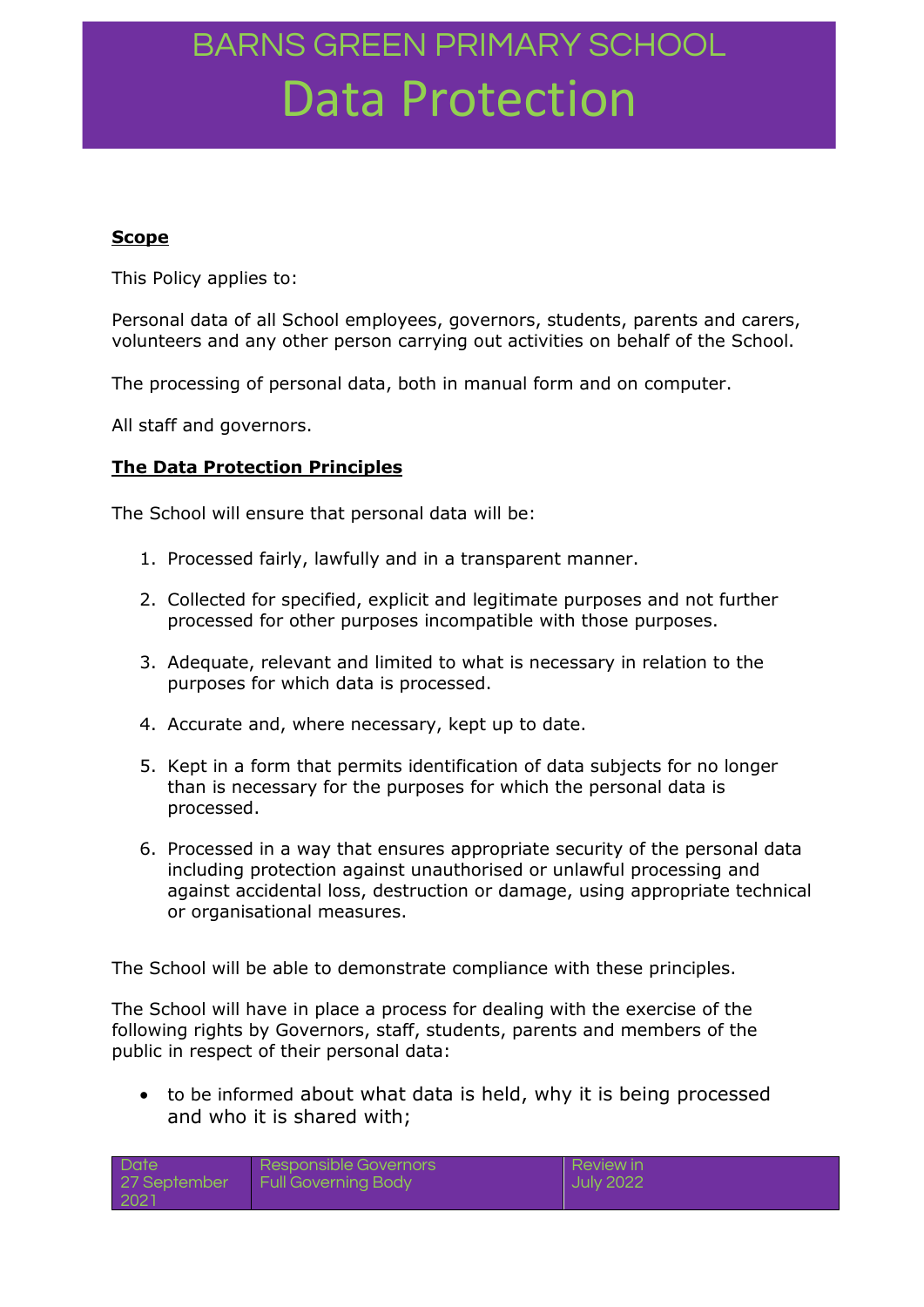# BARNS GREEN PRIMARY SCHOOL
# Data Protection

**Scope**

This Policy applies to:

Personal data of all School employees, governors, students, parents and carers, volunteers and any other person carrying out activities on behalf of the School.

The processing of personal data, both in manual form and on computer.

All staff and governors.

**The Data Protection Principles**

The School will ensure that personal data will be:

1. Processed fairly, lawfully and in a transparent manner.
2. Collected for specified, explicit and legitimate purposes and not further processed for other purposes incompatible with those purposes.
3. Adequate, relevant and limited to what is necessary in relation to the purposes for which data is processed.
4. Accurate and, where necessary, kept up to date.
5. Kept in a form that permits identification of data subjects for no longer than is necessary for the purposes for which the personal data is processed.
6. Processed in a way that ensures appropriate security of the personal data including protection against unauthorised or unlawful processing and against accidental loss, destruction or damage, using appropriate technical or organisational measures.

The School will be able to demonstrate compliance with these principles.

The School will have in place a process for dealing with the exercise of the following rights by Governors, staff, students, parents and members of the public in respect of their personal data:

- to be informed about what data is held, why it is being processed and who it is shared with;

| Date | Responsible Governors | Review in |
| --- | --- | --- |
| 27 September 2021 | Full Governing Body | July 2022 |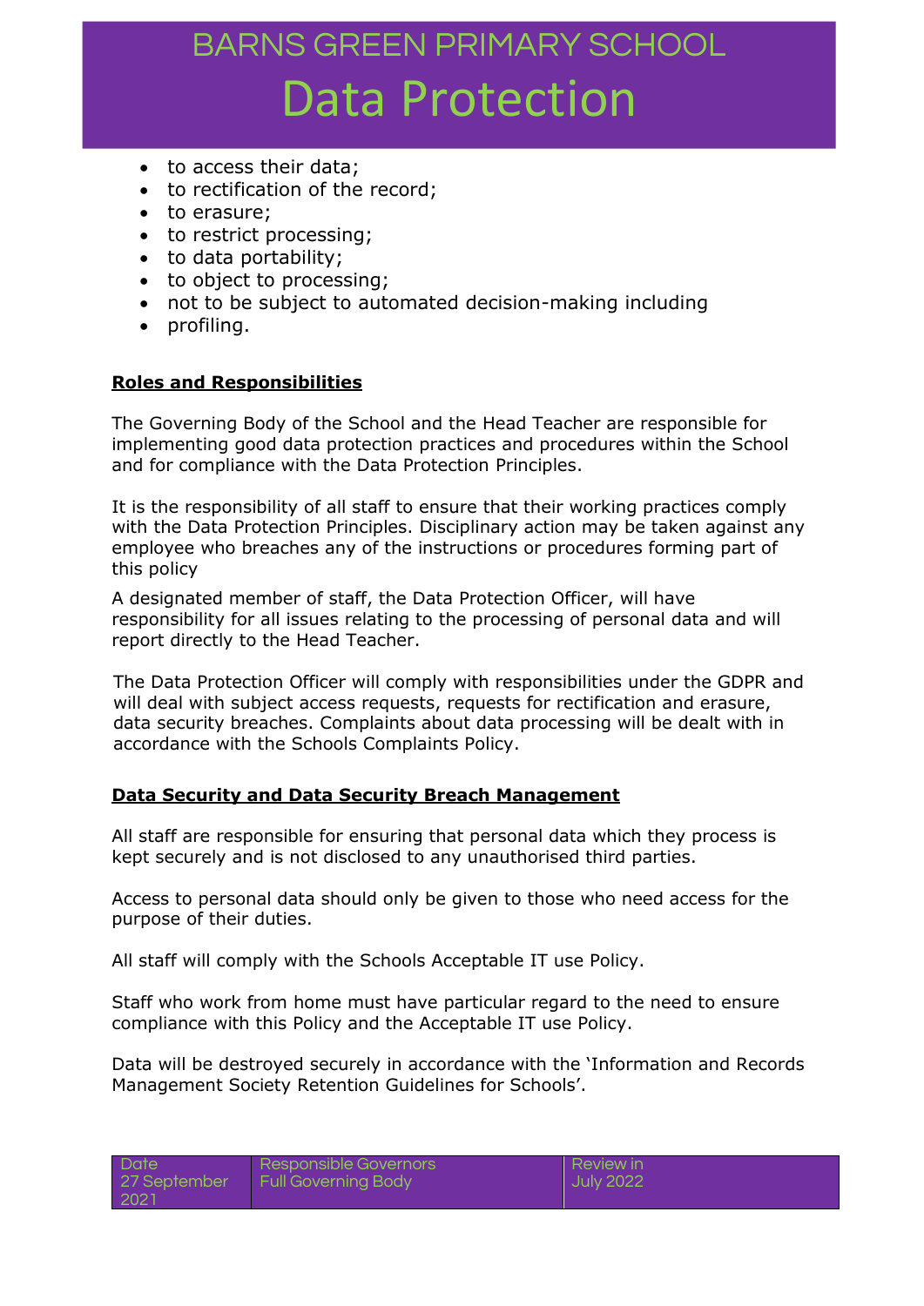- to access their data;
- to rectification of the record;
- to erasure;
- to restrict processing;
- to data portability;
- to object to processing;
- not to be subject to automated decision-making including
- profiling.

**Roles and Responsibilities**

The Governing Body of the School and the Head Teacher are responsible for implementing good data protection practices and procedures within the School and for compliance with the Data Protection Principles.

It is the responsibility of all staff to ensure that their working practices comply with the Data Protection Principles. Disciplinary action may be taken against any employee who breaches any of the instructions or procedures forming part of this policy

A designated member of staff, the Data Protection Officer, will have responsibility for all issues relating to the processing of personal data and will report directly to the Head Teacher.

The Data Protection Officer will comply with responsibilities under the GDPR and will deal with subject access requests, requests for rectification and erasure, data security breaches. Complaints about data processing will be dealt with in accordance with the Schools Complaints Policy.

**Data Security and Data Security Breach Management**

All staff are responsible for ensuring that personal data which they process is kept securely and is not disclosed to any unauthorised third parties.

Access to personal data should only be given to those who need access for the purpose of their duties.

All staff will comply with the Schools Acceptable IT use Policy.

Staff who work from home must have particular regard to the need to ensure compliance with this Policy and the Acceptable IT use Policy.

Data will be destroyed securely in accordance with the 'Information and Records Management Society Retention Guidelines for Schools'.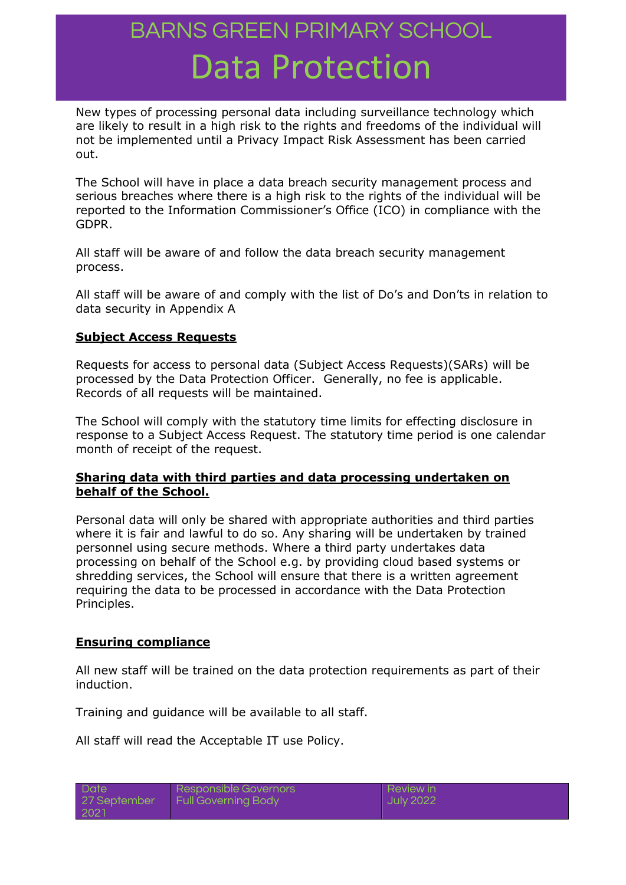New types of processing personal data including surveillance technology which are likely to result in a high risk to the rights and freedoms of the individual will not be implemented until a Privacy Impact Risk Assessment has been carried out.

The School will have in place a data breach security management process and serious breaches where there is a high risk to the rights of the individual will be reported to the Information Commissioner's Office (ICO) in compliance with the GDPR.

All staff will be aware of and follow the data breach security management process.

All staff will be aware of and comply with the list of Do's and Don'ts in relation to data security in Appendix A

## Subject Access Requests

Requests for access to personal data (Subject Access Requests)(SARs) will be processed by the Data Protection Officer. Generally, no fee is applicable. Records of all requests will be maintained.

The School will comply with the statutory time limits for effecting disclosure in response to a Subject Access Request. The statutory time period is one calendar month of receipt of the request.

## Sharing data with third parties and data processing undertaken on behalf of the School.

Personal data will only be shared with appropriate authorities and third parties where it is fair and lawful to do so. Any sharing will be undertaken by trained personnel using secure methods. Where a third party undertakes data processing on behalf of the School e.g. by providing cloud based systems or shredding services, the School will ensure that there is a written agreement requiring the data to be processed in accordance with the Data Protection Principles.

## Ensuring compliance

All new staff will be trained on the data protection requirements as part of their induction.

Training and guidance will be available to all staff.

All staff will read the Acceptable IT use Policy.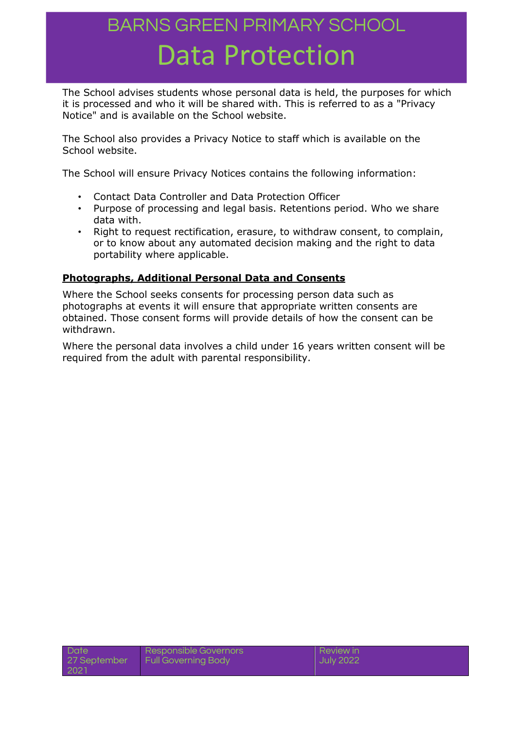The School advises students whose personal data is held, the purposes for which it is processed and who it will be shared with. This is referred to as a "Privacy Notice" and is available on the School website.

The School also provides a Privacy Notice to staff which is available on the School website.

The School will ensure Privacy Notices contains the following information:

- Contact Data Controller and Data Protection Officer
- Purpose of processing and legal basis. Retentions period. Who we share data with.
- Right to request rectification, erasure, to withdraw consent, to complain, or to know about any automated decision making and the right to data portability where applicable.

**Photographs, Additional Personal Data and Consents**

Where the School seeks consents for processing person data such as photographs at events it will ensure that appropriate written consents are obtained. Those consent forms will provide details of how the consent can be withdrawn.

Where the personal data involves a child under 16 years written consent will be required from the adult with parental responsibility.

| Date | Responsible Governors | Review in |
| --- | --- | --- |
| 27 September 2021 | Full Governing Body | July 2022 |